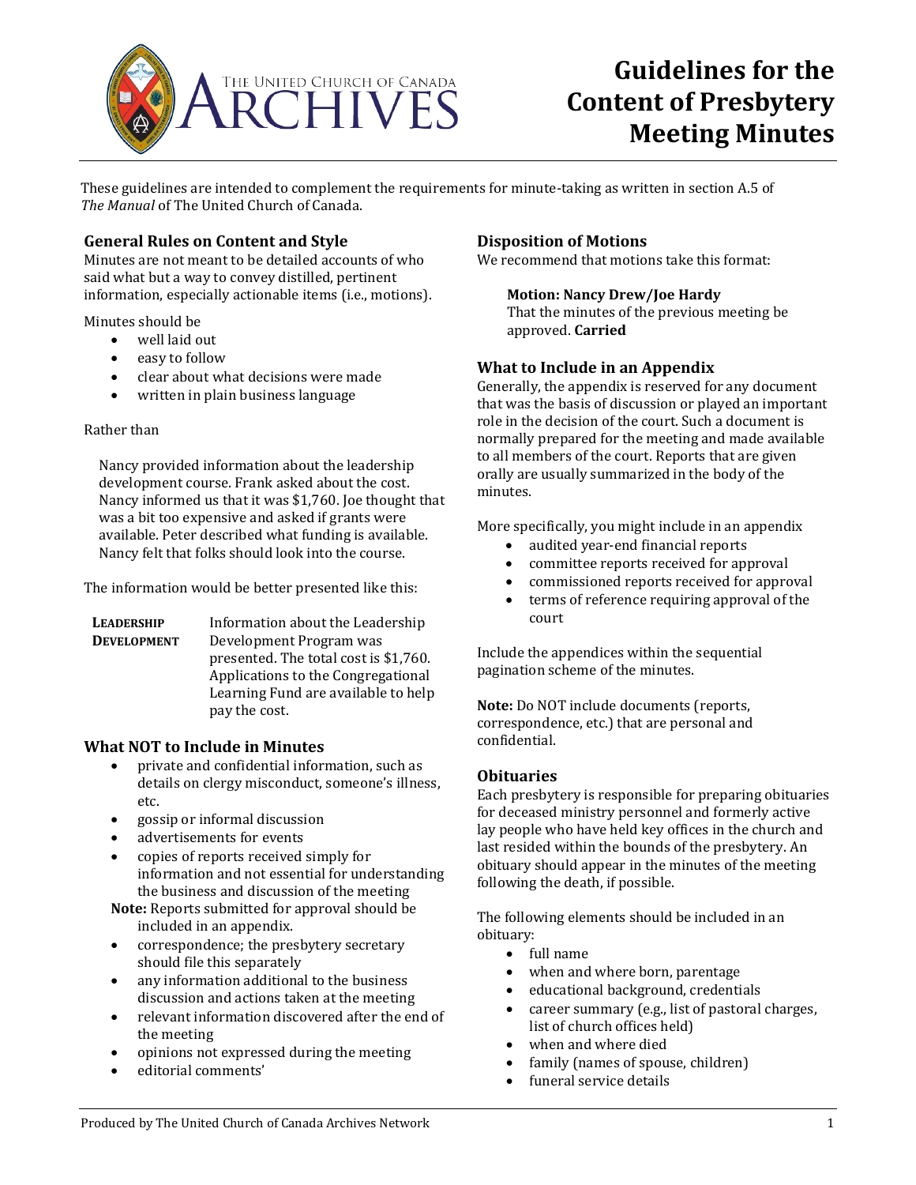# Guidelines for the Content of Presbytery Meeting Minutes

These guidelines are intended to complement the requirements for minute-taking as written in section A.5 of *The Manual* of The United Church of Canada.

## General Rules on Content and Style

Minutes are not meant to be detailed accounts of who said what but a way to convey distilled, pertinent information, especially actionable items (i.e., motions).

Minutes should be

- well laid out
- easy to follow
- clear about what decisions were made
- written in plain business language

Rather than

> Nancy provided information about the leadership development course. Frank asked about the cost. Nancy informed us that it was $1,760. Joe thought that was a bit too expensive and asked if grants were available. Peter described what funding is available. Nancy felt that folks should look into the course.

The information would be better presented like this:

| | |
|---|---|
| **LEADERSHIP DEVELOPMENT** | Information about the Leadership Development Program was presented. The total cost is $1,760. Applications to the Congregational Learning Fund are available to help pay the cost. |

## What NOT to Include in Minutes

- private and confidential information, such as details on clergy misconduct, someone's illness, etc.
- gossip or informal discussion
- advertisements for events
- copies of reports received simply for information and not essential for understanding the business and discussion of the meeting

  **Note:** Reports submitted for approval should be included in an appendix.
- correspondence; the presbytery secretary should file this separately
- any information additional to the business discussion and actions taken at the meeting
- relevant information discovered after the end of the meeting
- opinions not expressed during the meeting
- editorial comments'

## Disposition of Motions

We recommend that motions take this format:

> **Motion: Nancy Drew/Joe Hardy**
> That the minutes of the previous meeting be approved. **Carried**

## What to Include in an Appendix

Generally, the appendix is reserved for any document that was the basis of discussion or played an important role in the decision of the court. Such a document is normally prepared for the meeting and made available to all members of the court. Reports that are given orally are usually summarized in the body of the minutes.

More specifically, you might include in an appendix

- audited year-end financial reports
- committee reports received for approval
- commissioned reports received for approval
- terms of reference requiring approval of the court

Include the appendices within the sequential pagination scheme of the minutes.

**Note:** Do NOT include documents (reports, correspondence, etc.) that are personal and confidential.

## Obituaries

Each presbytery is responsible for preparing obituaries for deceased ministry personnel and formerly active lay people who have held key offices in the church and last resided within the bounds of the presbytery. An obituary should appear in the minutes of the meeting following the death, if possible.

The following elements should be included in an obituary:

- full name
- when and where born, parentage
- educational background, credentials
- career summary (e.g., list of pastoral charges, list of church offices held)
- when and where died
- family (names of spouse, children)
- funeral service details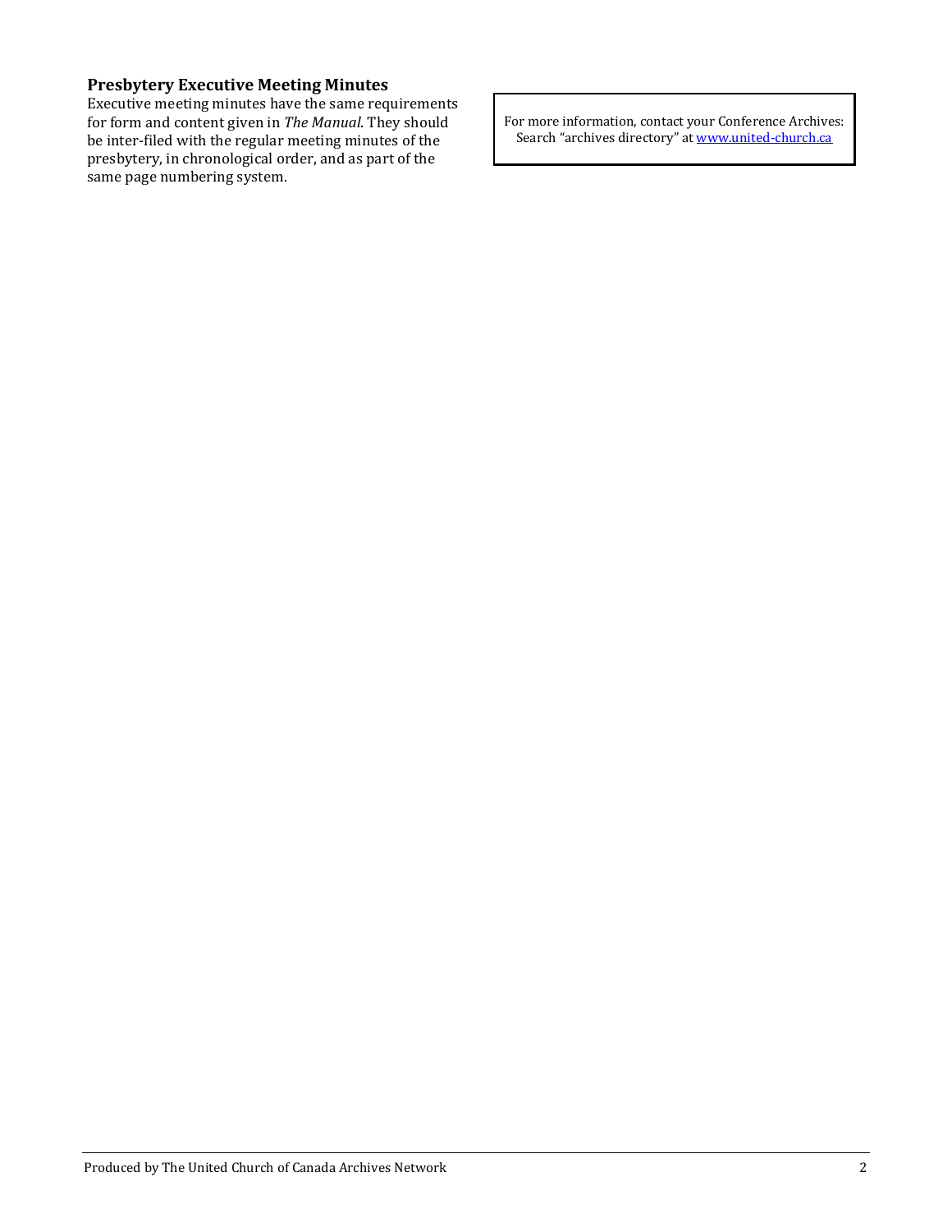### Presbytery Executive Meeting Minutes

Executive meeting minutes have the same requirements for form and content given in *The Manual*. They should be inter-filed with the regular meeting minutes of the presbytery, in chronological order, and as part of the same page numbering system.

For more information, contact your Conference Archives: Search “archives directory” at www.united-church.ca

Produced by The United Church of Canada Archives Network